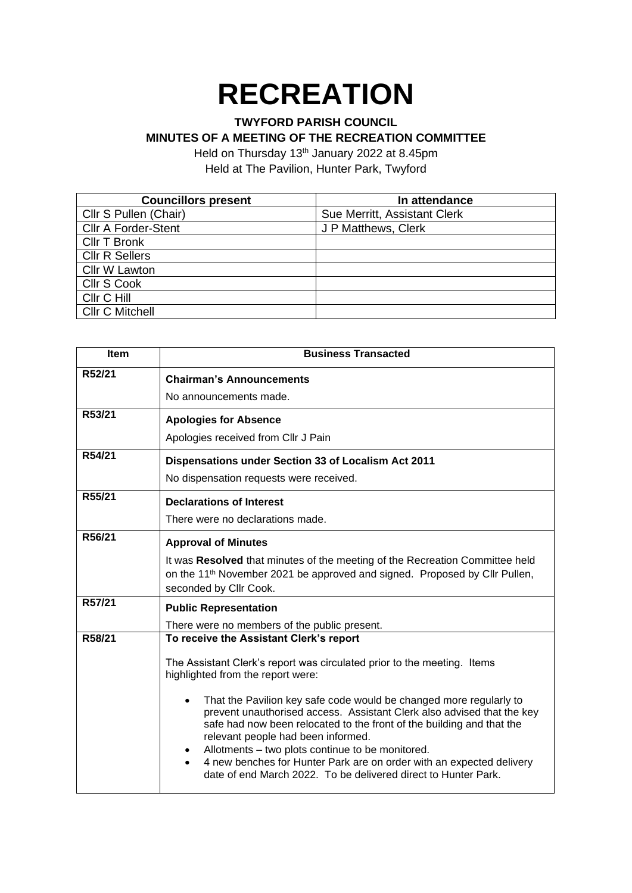# RECREATION

**TWYFORD PARISH COUNCIL**

**MINUTES OF A MEETING OF THE RECREATION COMMITTEE**

Held on Thursday 13th January 2022 at 8.45pm

Held at The Pavilion, Hunter Park, Twyford

| Councillors present | In attendance |
|---|---|
| Cllr S Pullen (Chair) | Sue Merritt, Assistant Clerk |
| Cllr A Forder-Stent | J P Matthews, Clerk |
| Cllr T Bronk | |
| Cllr R Sellers | |
| Cllr W Lawton | |
| Cllr S Cook | |
| Cllr C Hill | |
| Cllr C Mitchell | |

| Item | Business Transacted |
|---|---|
| R52/21 | **Chairman's Announcements**<br>No announcements made. |
| R53/21 | **Apologies for Absence**<br>Apologies received from Cllr J Pain |
| R54/21 | **Dispensations under Section 33 of Localism Act 2011**<br>No dispensation requests were received. |
| R55/21 | **Declarations of Interest**<br>There were no declarations made. |
| R56/21 | **Approval of Minutes**<br>It was **Resolved** that minutes of the meeting of the Recreation Committee held on the 11th November 2021 be approved and signed. Proposed by Cllr Pullen, seconded by Cllr Cook. |
| R57/21 | **Public Representation**<br>There were no members of the public present. |
| R58/21 | **To receive the Assistant Clerk's report**<br>The Assistant Clerk's report was circulated prior to the meeting. Items highlighted from the report were:<br>• That the Pavilion key safe code would be changed more regularly to prevent unauthorised access. Assistant Clerk also advised that the key safe had now been relocated to the front of the building and that the relevant people had been informed.<br>• Allotments – two plots continue to be monitored.<br>• 4 new benches for Hunter Park are on order with an expected delivery date of end March 2022. To be delivered direct to Hunter Park. |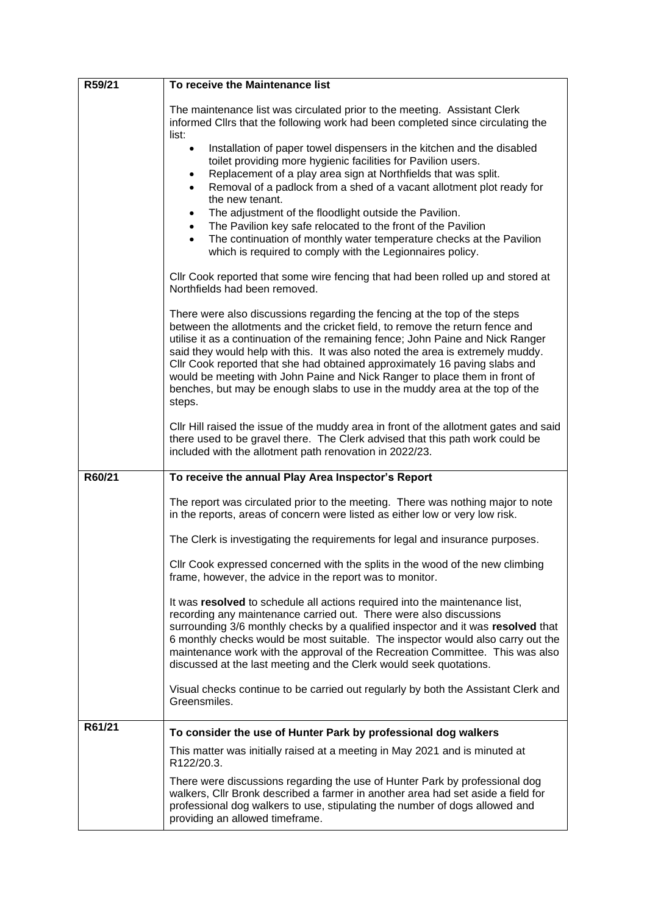| | |
|---|---|
| **R59/21** | **To receive the Maintenance list**<br><br>The maintenance list was circulated prior to the meeting. Assistant Clerk informed Cllrs that the following work had been completed since circulating the list:<br>• Installation of paper towel dispensers in the kitchen and the disabled toilet providing more hygienic facilities for Pavilion users.<br>• Replacement of a play area sign at Northfields that was split.<br>• Removal of a padlock from a shed of a vacant allotment plot ready for the new tenant.<br>• The adjustment of the floodlight outside the Pavilion.<br>• The Pavilion key safe relocated to the front of the Pavilion<br>• The continuation of monthly water temperature checks at the Pavilion which is required to comply with the Legionnaires policy.<br><br>Cllr Cook reported that some wire fencing that had been rolled up and stored at Northfields had been removed.<br><br>There were also discussions regarding the fencing at the top of the steps between the allotments and the cricket field, to remove the return fence and utilise it as a continuation of the remaining fence; John Paine and Nick Ranger said they would help with this. It was also noted the area is extremely muddy. Cllr Cook reported that she had obtained approximately 16 paving slabs and would be meeting with John Paine and Nick Ranger to place them in front of benches, but may be enough slabs to use in the muddy area at the top of the steps.<br><br>Cllr Hill raised the issue of the muddy area in front of the allotment gates and said there used to be gravel there. The Clerk advised that this path work could be included with the allotment path renovation in 2022/23. |
| **R60/21** | **To receive the annual Play Area Inspector's Report**<br><br>The report was circulated prior to the meeting. There was nothing major to note in the reports, areas of concern were listed as either low or very low risk.<br><br>The Clerk is investigating the requirements for legal and insurance purposes.<br><br>Cllr Cook expressed concerned with the splits in the wood of the new climbing frame, however, the advice in the report was to monitor.<br><br>It was **resolved** to schedule all actions required into the maintenance list, recording any maintenance carried out. There were also discussions surrounding 3/6 monthly checks by a qualified inspector and it was **resolved** that 6 monthly checks would be most suitable. The inspector would also carry out the maintenance work with the approval of the Recreation Committee. This was also discussed at the last meeting and the Clerk would seek quotations.<br><br>Visual checks continue to be carried out regularly by both the Assistant Clerk and Greensmiles. |
| **R61/21** | **To consider the use of Hunter Park by professional dog walkers**<br><br>This matter was initially raised at a meeting in May 2021 and is minuted at R122/20.3.<br><br>There were discussions regarding the use of Hunter Park by professional dog walkers, Cllr Bronk described a farmer in another area had set aside a field for professional dog walkers to use, stipulating the number of dogs allowed and providing an allowed timeframe. |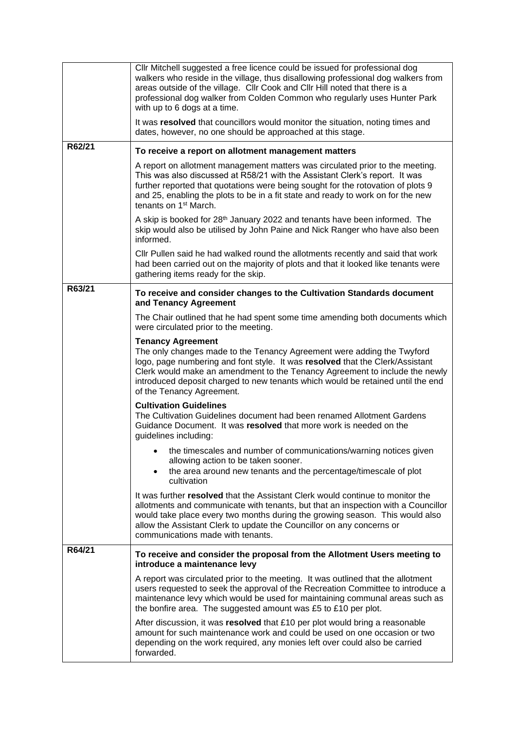| | |
|---|---|
| | Cllr Mitchell suggested a free licence could be issued for professional dog walkers who reside in the village, thus disallowing professional dog walkers from areas outside of the village. Cllr Cook and Cllr Hill noted that there is a professional dog walker from Colden Common who regularly uses Hunter Park with up to 6 dogs at a time.<br><br>It was **resolved** that councillors would monitor the situation, noting times and dates, however, no one should be approached at this stage. |
| **R62/21** | **To receive a report on allotment management matters**<br><br>A report on allotment management matters was circulated prior to the meeting. This was also discussed at R58/21 with the Assistant Clerk's report. It was further reported that quotations were being sought for the rotovation of plots 9 and 25, enabling the plots to be in a fit state and ready to work on for the new tenants on 1st March.<br><br>A skip is booked for 28th January 2022 and tenants have been informed. The skip would also be utilised by John Paine and Nick Ranger who have also been informed.<br><br>Cllr Pullen said he had walked round the allotments recently and said that work had been carried out on the majority of plots and that it looked like tenants were gathering items ready for the skip. |
| **R63/21** | **To receive and consider changes to the Cultivation Standards document and Tenancy Agreement**<br><br>The Chair outlined that he had spent some time amending both documents which were circulated prior to the meeting.<br><br>**Tenancy Agreement**<br>The only changes made to the Tenancy Agreement were adding the Twyford logo, page numbering and font style. It was **resolved** that the Clerk/Assistant Clerk would make an amendment to the Tenancy Agreement to include the newly introduced deposit charged to new tenants which would be retained until the end of the Tenancy Agreement.<br><br>**Cultivation Guidelines**<br>The Cultivation Guidelines document had been renamed Allotment Gardens Guidance Document. It was **resolved** that more work is needed on the guidelines including:<br><br>• the timescales and number of communications/warning notices given allowing action to be taken sooner.<br>• the area around new tenants and the percentage/timescale of plot cultivation<br><br>It was further **resolved** that the Assistant Clerk would continue to monitor the allotments and communicate with tenants, but that an inspection with a Councillor would take place every two months during the growing season. This would also allow the Assistant Clerk to update the Councillor on any concerns or communications made with tenants. |
| **R64/21** | **To receive and consider the proposal from the Allotment Users meeting to introduce a maintenance levy**<br><br>A report was circulated prior to the meeting. It was outlined that the allotment users requested to seek the approval of the Recreation Committee to introduce a maintenance levy which would be used for maintaining communal areas such as the bonfire area. The suggested amount was £5 to £10 per plot.<br><br>After discussion, it was **resolved** that £10 per plot would bring a reasonable amount for such maintenance work and could be used on one occasion or two depending on the work required, any monies left over could also be carried forwarded. |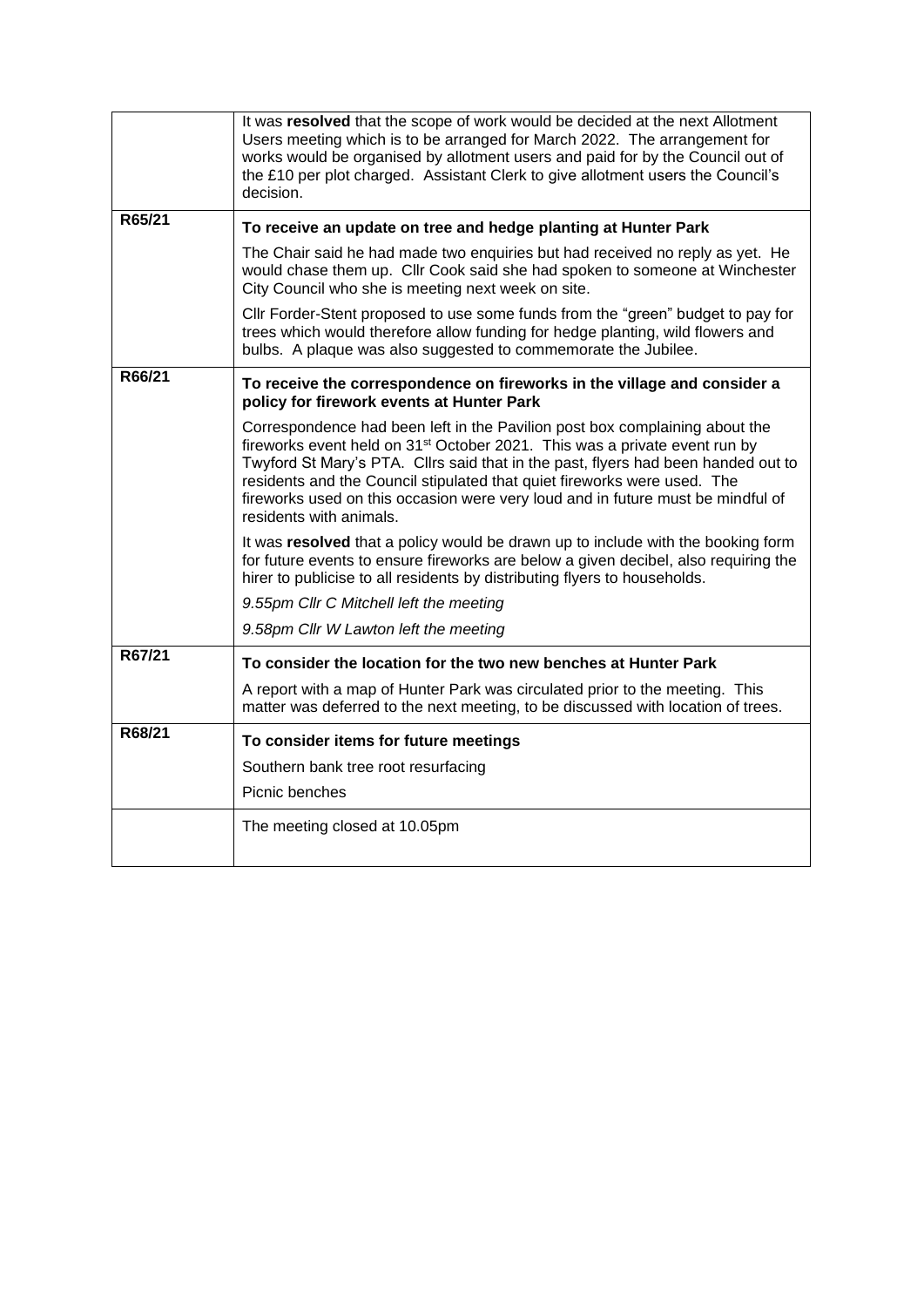| | |
|---|---|
| | It was **resolved** that the scope of work would be decided at the next Allotment Users meeting which is to be arranged for March 2022. The arrangement for works would be organised by allotment users and paid for by the Council out of the £10 per plot charged. Assistant Clerk to give allotment users the Council's decision. |
| R65/21 | **To receive an update on tree and hedge planting at Hunter Park**<br><br>The Chair said he had made two enquiries but had received no reply as yet. He would chase them up. Cllr Cook said she had spoken to someone at Winchester City Council who she is meeting next week on site.<br><br>Cllr Forder-Stent proposed to use some funds from the "green" budget to pay for trees which would therefore allow funding for hedge planting, wild flowers and bulbs. A plaque was also suggested to commemorate the Jubilee. |
| R66/21 | **To receive the correspondence on fireworks in the village and consider a policy for firework events at Hunter Park**<br><br>Correspondence had been left in the Pavilion post box complaining about the fireworks event held on 31st October 2021. This was a private event run by Twyford St Mary's PTA. Cllrs said that in the past, flyers had been handed out to residents and the Council stipulated that quiet fireworks were used. The fireworks used on this occasion were very loud and in future must be mindful of residents with animals.<br><br>It was **resolved** that a policy would be drawn up to include with the booking form for future events to ensure fireworks are below a given decibel, also requiring the hirer to publicise to all residents by distributing flyers to households.<br><br>*9.55pm Cllr C Mitchell left the meeting*<br><br>*9.58pm Cllr W Lawton left the meeting* |
| R67/21 | **To consider the location for the two new benches at Hunter Park**<br><br>A report with a map of Hunter Park was circulated prior to the meeting. This matter was deferred to the next meeting, to be discussed with location of trees. |
| R68/21 | **To consider items for future meetings**<br><br>Southern bank tree root resurfacing<br><br>Picnic benches |
| | The meeting closed at 10.05pm |